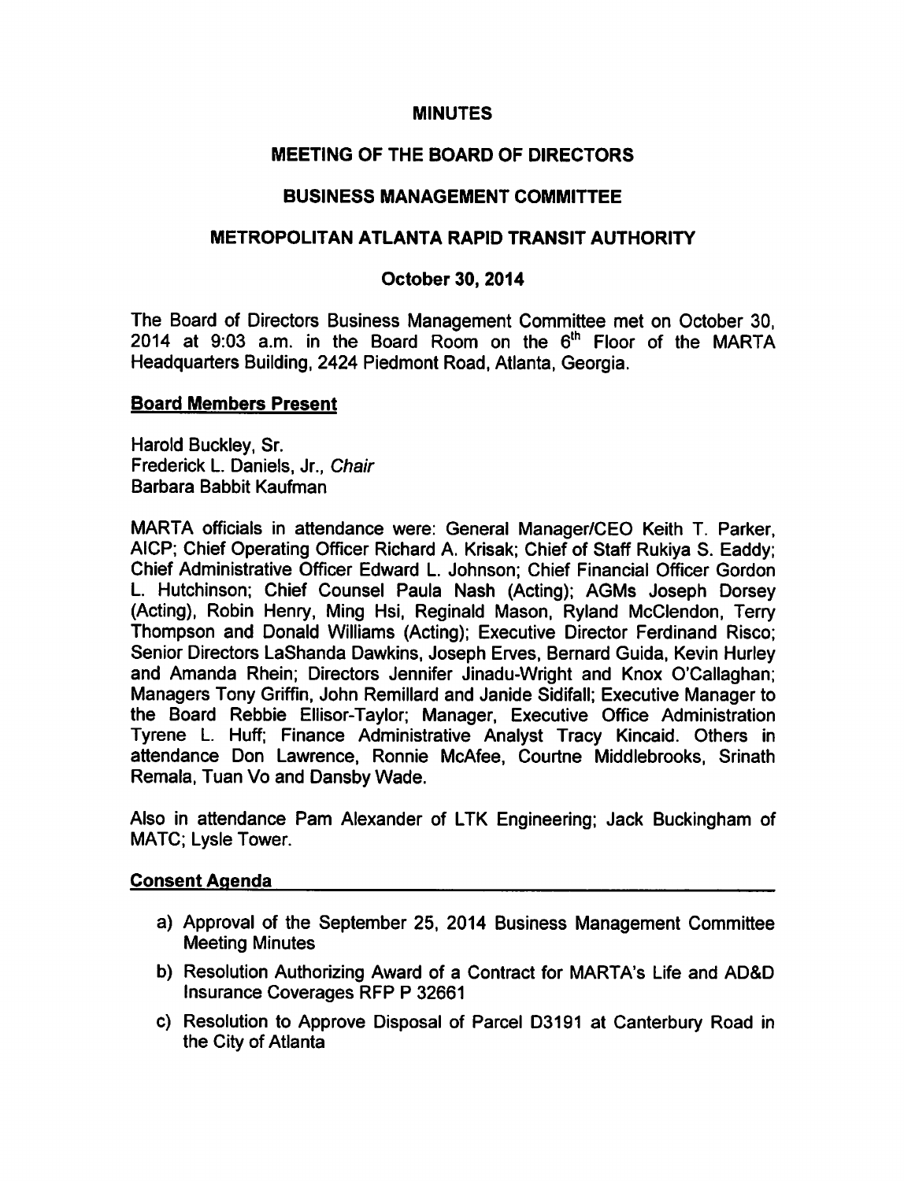# MINUTES

## MEETING OF THE BOARD OF DIRECTORS

## BUSINESS MANAGEMENT COMMITTEE

## METROPOLITAN ATLANTA RAPID TRANSIT AUTHORITY

### October 30, 2014

The Board of Directors Business Management Committee met on October 30, 2014 at 9:03 a.m. in the Board Room on the 6th Floor of the MARTA Headquarters Building, 2424 Piedmont Road, Atlanta, Georgia.

**Board Members Present**

Harold Buckley, Sr.
Frederick L. Daniels, Jr., *Chair*
Barbara Babbit Kaufman

MARTA officials in attendance were: General Manager/CEO Keith T. Parker, AICP; Chief Operating Officer Richard A. Krisak; Chief of Staff Rukiya S. Eaddy; Chief Administrative Officer Edward L. Johnson; Chief Financial Officer Gordon L. Hutchinson; Chief Counsel Paula Nash (Acting); AGMs Joseph Dorsey (Acting), Robin Henry, Ming Hsi, Reginald Mason, Ryland McClendon, Terry Thompson and Donald Williams (Acting); Executive Director Ferdinand Risco; Senior Directors LaShanda Dawkins, Joseph Erves, Bernard Guida, Kevin Hurley and Amanda Rhein; Directors Jennifer Jinadu-Wright and Knox O'Callaghan; Managers Tony Griffin, John Remillard and Janide Sidifall; Executive Manager to the Board Rebbie Ellisor-Taylor; Manager, Executive Office Administration Tyrene L. Huff; Finance Administrative Analyst Tracy Kincaid. Others in attendance Don Lawrence, Ronnie McAfee, Courtne Middlebrooks, Srinath Remala, Tuan Vo and Dansby Wade.

Also in attendance Pam Alexander of LTK Engineering; Jack Buckingham of MATC; Lysle Tower.

**Consent Agenda**

a) Approval of the September 25, 2014 Business Management Committee Meeting Minutes

b) Resolution Authorizing Award of a Contract for MARTA's Life and AD&D Insurance Coverages RFP P 32661

c) Resolution to Approve Disposal of Parcel D3191 at Canterbury Road in the City of Atlanta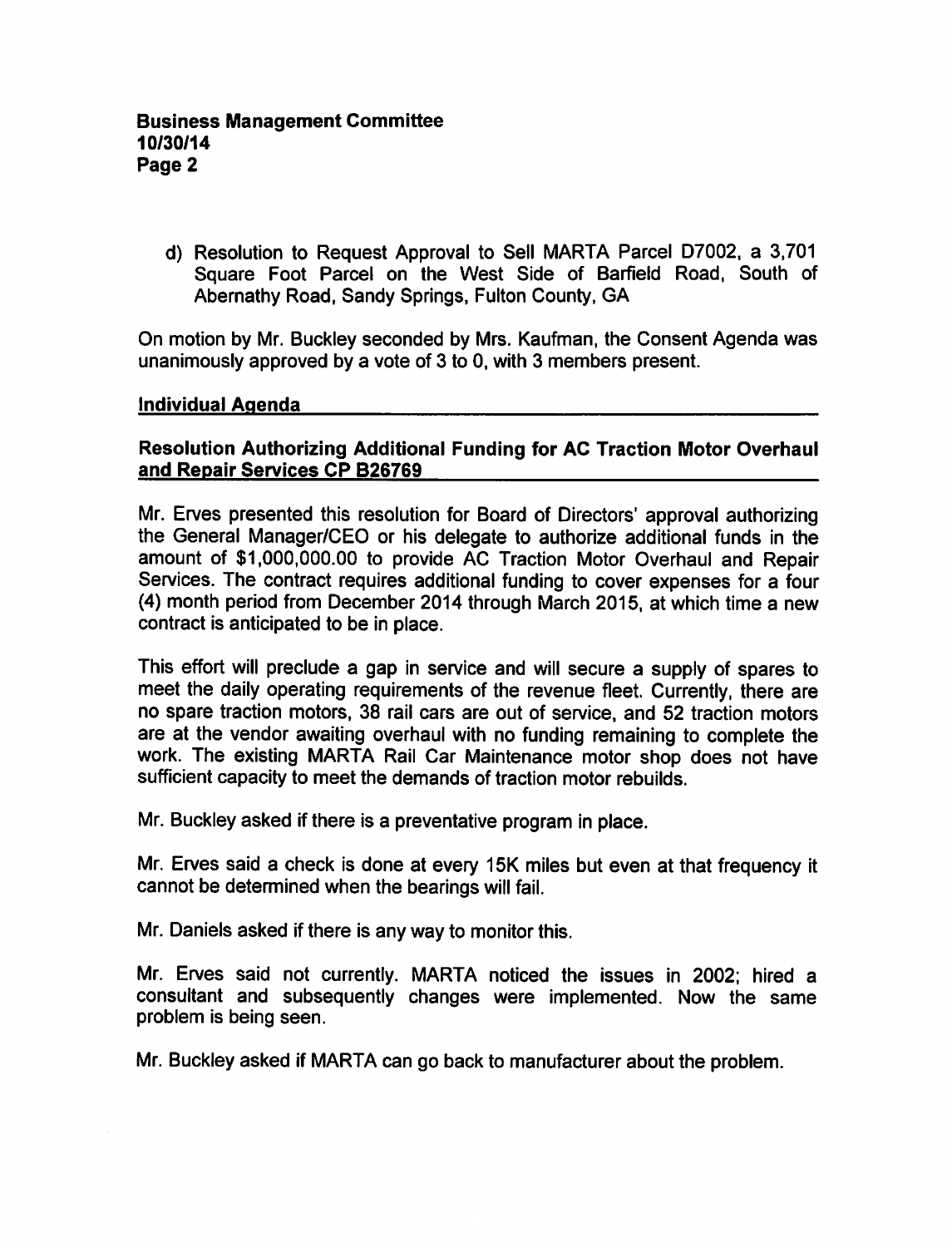d) Resolution to Request Approval to Sell MARTA Parcel D7002, a 3,701 Square Foot Parcel on the West Side of Barfield Road, South of Abernathy Road, Sandy Springs, Fulton County, GA

On motion by Mr. Buckley seconded by Mrs. Kaufman, the Consent Agenda was unanimously approved by a vote of 3 to 0, with 3 members present.

## Individual Agenda

### Resolution Authorizing Additional Funding for AC Traction Motor Overhaul and Repair Services CP B26769

Mr. Erves presented this resolution for Board of Directors' approval authorizing the General Manager/CEO or his delegate to authorize additional funds in the amount of $1,000,000.00 to provide AC Traction Motor Overhaul and Repair Services. The contract requires additional funding to cover expenses for a four (4) month period from December 2014 through March 2015, at which time a new contract is anticipated to be in place.

This effort will preclude a gap in service and will secure a supply of spares to meet the daily operating requirements of the revenue fleet. Currently, there are no spare traction motors, 38 rail cars are out of service, and 52 traction motors are at the vendor awaiting overhaul with no funding remaining to complete the work. The existing MARTA Rail Car Maintenance motor shop does not have sufficient capacity to meet the demands of traction motor rebuilds.

Mr. Buckley asked if there is a preventative program in place.

Mr. Erves said a check is done at every 15K miles but even at that frequency it cannot be determined when the bearings will fail.

Mr. Daniels asked if there is any way to monitor this.

Mr. Erves said not currently. MARTA noticed the issues in 2002; hired a consultant and subsequently changes were implemented. Now the same problem is being seen.

Mr. Buckley asked if MARTA can go back to manufacturer about the problem.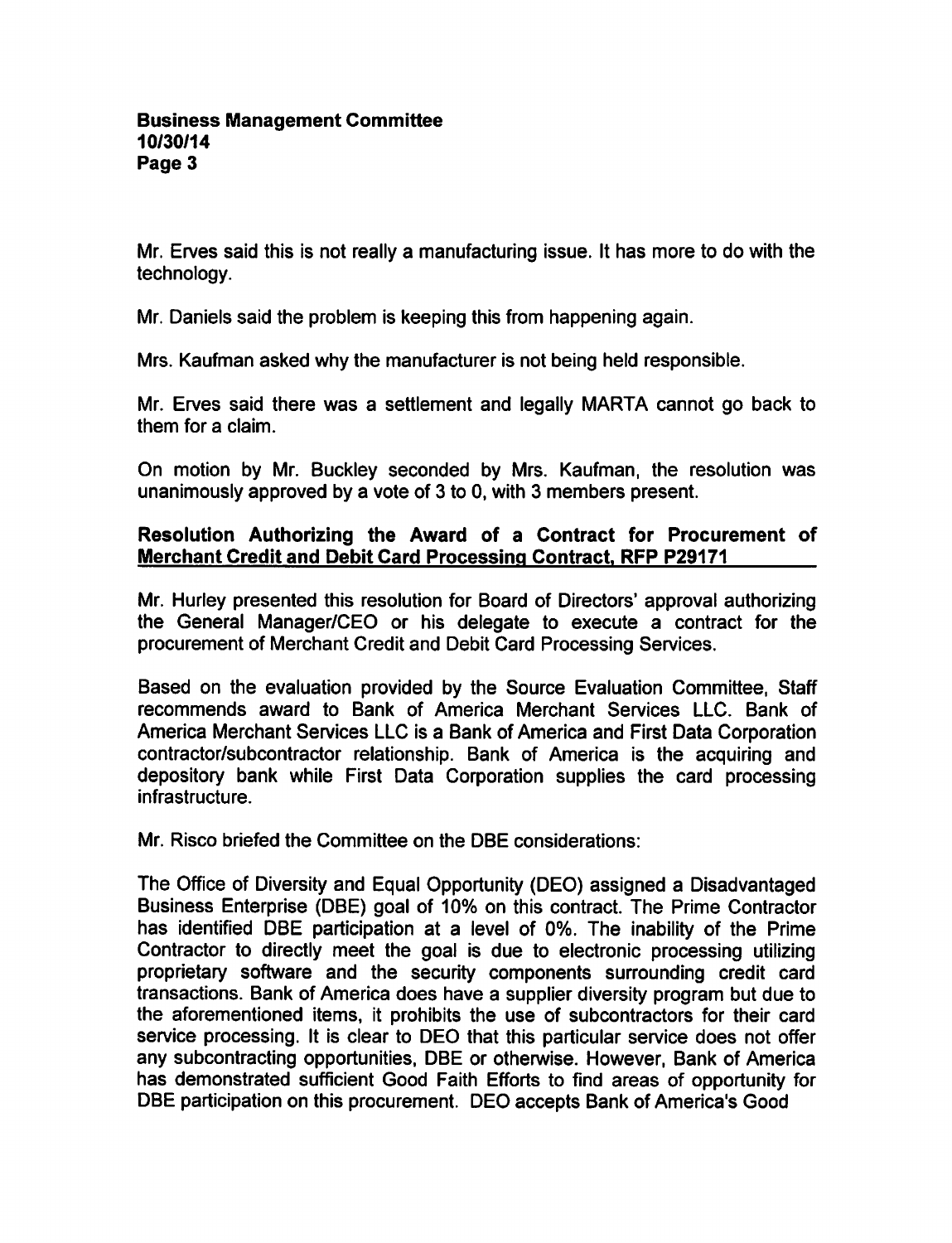Mr. Erves said this is not really a manufacturing issue. It has more to do with the technology.

Mr. Daniels said the problem is keeping this from happening again.

Mrs. Kaufman asked why the manufacturer is not being held responsible.

Mr. Erves said there was a settlement and legally MARTA cannot go back to them for a claim.

On motion by Mr. Buckley seconded by Mrs. Kaufman, the resolution was unanimously approved by a vote of 3 to 0, with 3 members present.

**Resolution Authorizing the Award of a Contract for Procurement of Merchant Credit and Debit Card Processing Contract, RFP P29171**

Mr. Hurley presented this resolution for Board of Directors' approval authorizing the General Manager/CEO or his delegate to execute a contract for the procurement of Merchant Credit and Debit Card Processing Services.

Based on the evaluation provided by the Source Evaluation Committee, Staff recommends award to Bank of America Merchant Services LLC. Bank of America Merchant Services LLC is a Bank of America and First Data Corporation contractor/subcontractor relationship. Bank of America is the acquiring and depository bank while First Data Corporation supplies the card processing infrastructure.

Mr. Risco briefed the Committee on the DBE considerations:

The Office of Diversity and Equal Opportunity (DEO) assigned a Disadvantaged Business Enterprise (DBE) goal of 10% on this contract. The Prime Contractor has identified DBE participation at a level of 0%. The inability of the Prime Contractor to directly meet the goal is due to electronic processing utilizing proprietary software and the security components surrounding credit card transactions. Bank of America does have a supplier diversity program but due to the aforementioned items, it prohibits the use of subcontractors for their card service processing. It is clear to DEO that this particular service does not offer any subcontracting opportunities, DBE or otherwise. However, Bank of America has demonstrated sufficient Good Faith Efforts to find areas of opportunity for DBE participation on this procurement. DEO accepts Bank of America's Good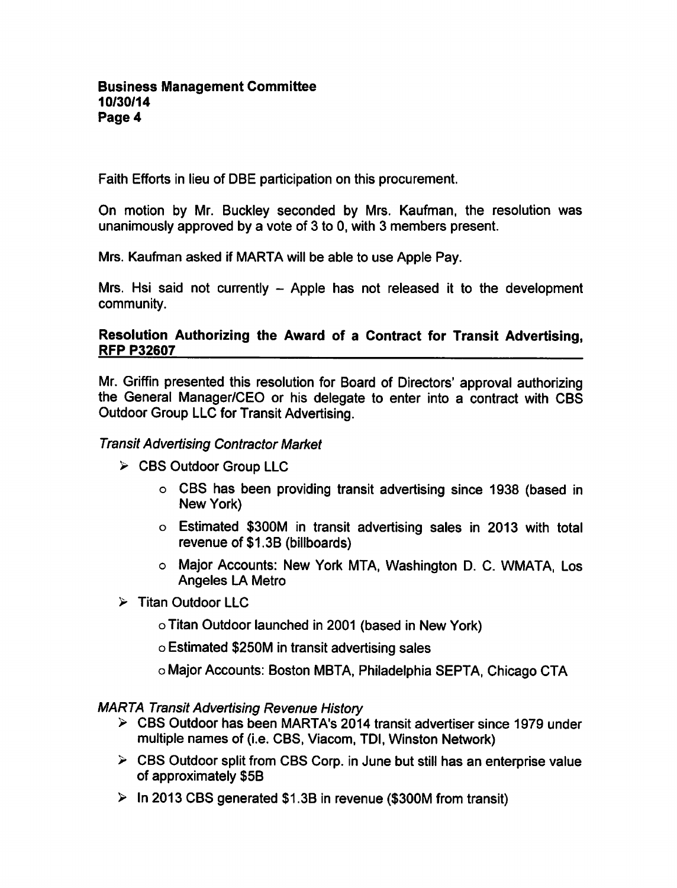Faith Efforts in lieu of DBE participation on this procurement.

On motion by Mr. Buckley seconded by Mrs. Kaufman, the resolution was unanimously approved by a vote of 3 to 0, with 3 members present.

Mrs. Kaufman asked if MARTA will be able to use Apple Pay.

Mrs. Hsi said not currently – Apple has not released it to the development community.

## Resolution Authorizing the Award of a Contract for Transit Advertising, RFP P32607

Mr. Griffin presented this resolution for Board of Directors' approval authorizing the General Manager/CEO or his delegate to enter into a contract with CBS Outdoor Group LLC for Transit Advertising.

*Transit Advertising Contractor Market*

- CBS Outdoor Group LLC
  - CBS has been providing transit advertising since 1938 (based in New York)
  - Estimated $300M in transit advertising sales in 2013 with total revenue of $1.3B (billboards)
  - Major Accounts: New York MTA, Washington D. C. WMATA, Los Angeles LA Metro
- Titan Outdoor LLC
  - Titan Outdoor launched in 2001 (based in New York)
  - Estimated $250M in transit advertising sales
  - Major Accounts: Boston MBTA, Philadelphia SEPTA, Chicago CTA

*MARTA Transit Advertising Revenue History*

- CBS Outdoor has been MARTA's 2014 transit advertiser since 1979 under multiple names of (i.e. CBS, Viacom, TDI, Winston Network)
- CBS Outdoor split from CBS Corp. in June but still has an enterprise value of approximately $5B
- In 2013 CBS generated $1.3B in revenue ($300M from transit)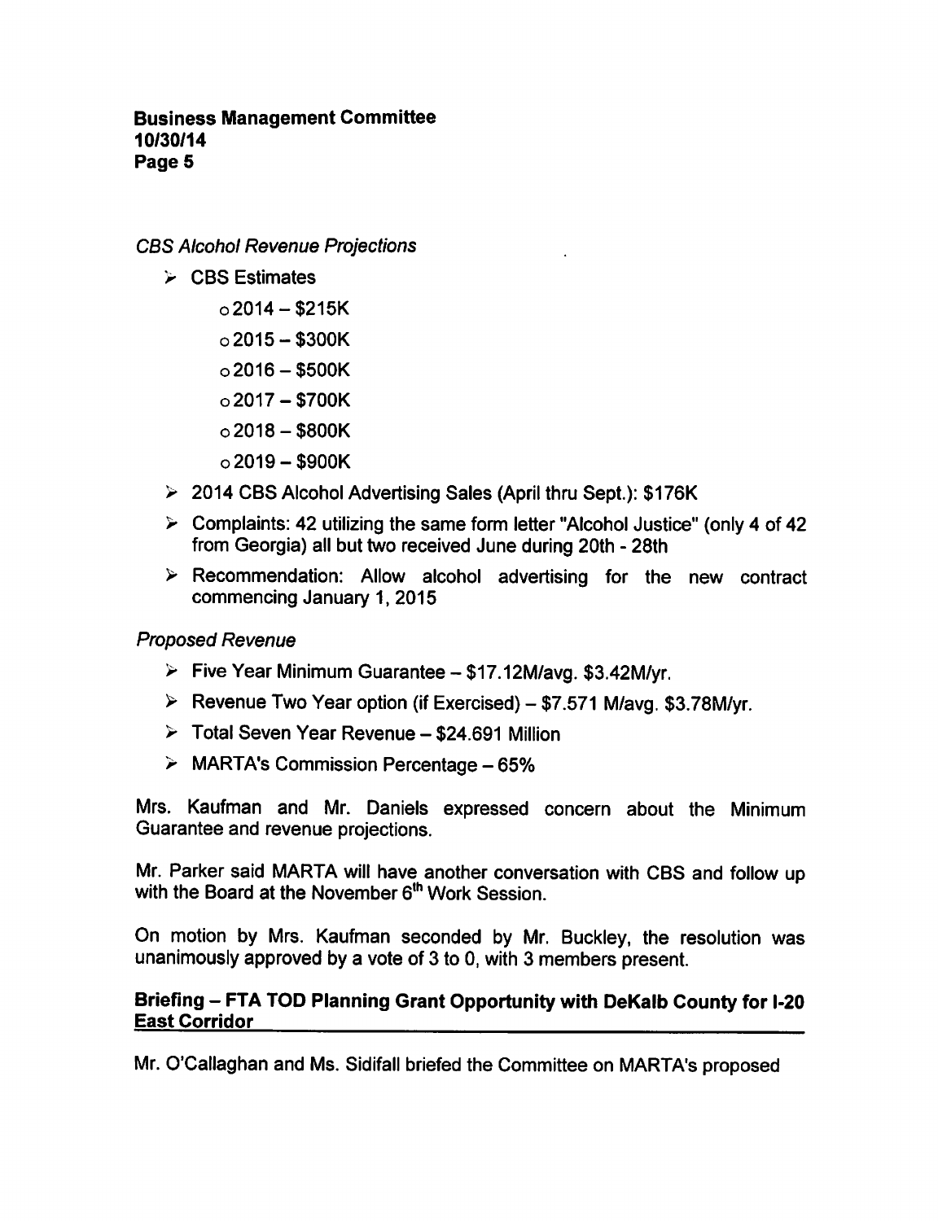*CBS Alcohol Revenue Projections*

- CBS Estimates
  - 2014 – $215K
  - 2015 – $300K
  - 2016 – $500K
  - 2017 – $700K
  - 2018 – $800K
  - 2019 – $900K
- 2014 CBS Alcohol Advertising Sales (April thru Sept.): $176K
- Complaints: 42 utilizing the same form letter "Alcohol Justice" (only 4 of 42 from Georgia) all but two received June during 20th - 28th
- Recommendation: Allow alcohol advertising for the new contract commencing January 1, 2015

*Proposed Revenue*

- Five Year Minimum Guarantee – $17.12M/avg. $3.42M/yr.
- Revenue Two Year option (if Exercised) – $7.571 M/avg. $3.78M/yr.
- Total Seven Year Revenue – $24.691 Million
- MARTA's Commission Percentage – 65%

Mrs. Kaufman and Mr. Daniels expressed concern about the Minimum Guarantee and revenue projections.

Mr. Parker said MARTA will have another conversation with CBS and follow up with the Board at the November 6th Work Session.

On motion by Mrs. Kaufman seconded by Mr. Buckley, the resolution was unanimously approved by a vote of 3 to 0, with 3 members present.

**Briefing – FTA TOD Planning Grant Opportunity with DeKalb County for I-20 East Corridor**

Mr. O'Callaghan and Ms. Sidifall briefed the Committee on MARTA's proposed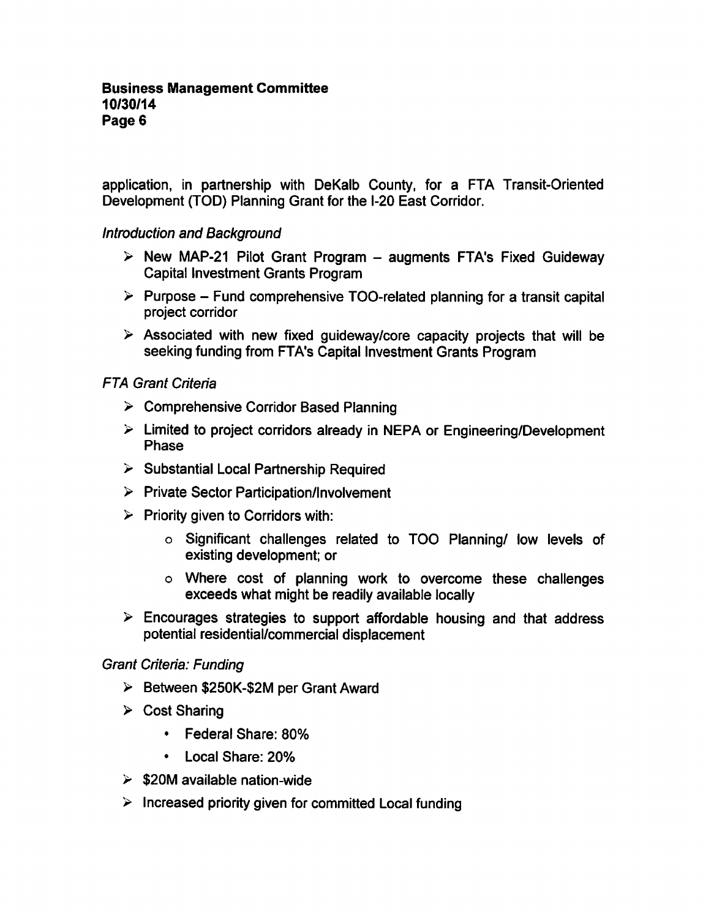application, in partnership with DeKalb County, for a FTA Transit-Oriented Development (TOD) Planning Grant for the I-20 East Corridor.

*Introduction and Background*

- New MAP-21 Pilot Grant Program – augments FTA's Fixed Guideway Capital Investment Grants Program
- Purpose – Fund comprehensive TOO-related planning for a transit capital project corridor
- Associated with new fixed guideway/core capacity projects that will be seeking funding from FTA's Capital Investment Grants Program

*FTA Grant Criteria*

- Comprehensive Corridor Based Planning
- Limited to project corridors already in NEPA or Engineering/Development Phase
- Substantial Local Partnership Required
- Private Sector Participation/Involvement
- Priority given to Corridors with:
  - Significant challenges related to TOO Planning/ low levels of existing development; or
  - Where cost of planning work to overcome these challenges exceeds what might be readily available locally
- Encourages strategies to support affordable housing and that address potential residential/commercial displacement

*Grant Criteria: Funding*

- Between $250K-$2M per Grant Award
- Cost Sharing
  - Federal Share: 80%
  - Local Share: 20%
- $20M available nation-wide
- Increased priority given for committed Local funding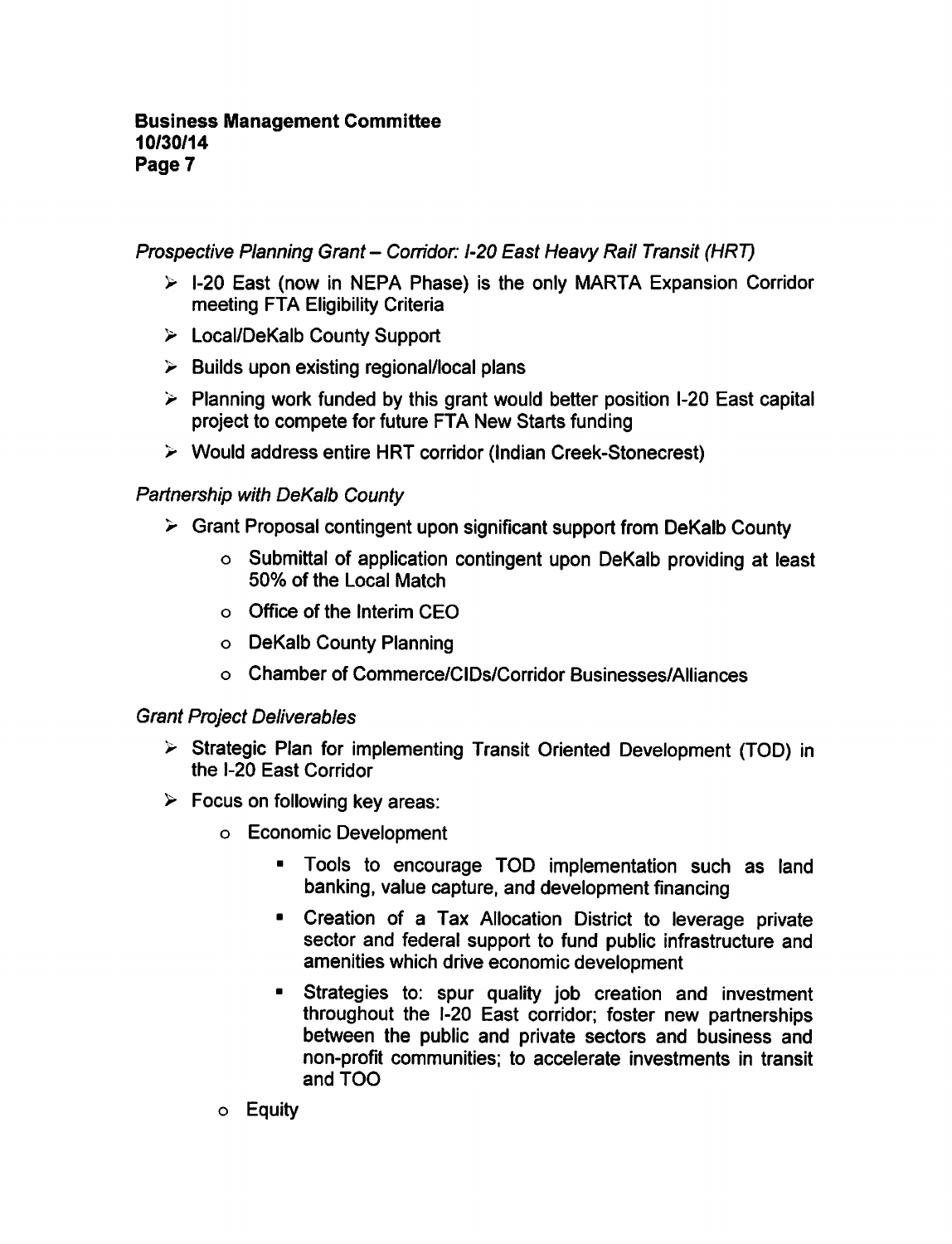*Prospective Planning Grant – Corridor: I-20 East Heavy Rail Transit (HRT)*

- I-20 East (now in NEPA Phase) is the only MARTA Expansion Corridor meeting FTA Eligibility Criteria
- Local/DeKalb County Support
- Builds upon existing regional/local plans
- Planning work funded by this grant would better position I-20 East capital project to compete for future FTA New Starts funding
- Would address entire HRT corridor (Indian Creek-Stonecrest)

*Partnership with DeKalb County*

- Grant Proposal contingent upon significant support from DeKalb County
  - Submittal of application contingent upon DeKalb providing at least 50% of the Local Match
  - Office of the Interim CEO
  - DeKalb County Planning
  - Chamber of Commerce/CIDs/Corridor Businesses/Alliances

*Grant Project Deliverables*

- Strategic Plan for implementing Transit Oriented Development (TOD) in the I-20 East Corridor
- Focus on following key areas:
  - Economic Development
    - Tools to encourage TOD implementation such as land banking, value capture, and development financing
    - Creation of a Tax Allocation District to leverage private sector and federal support to fund public infrastructure and amenities which drive economic development
    - Strategies to: spur quality job creation and investment throughout the I-20 East corridor; foster new partnerships between the public and private sectors and business and non-profit communities; to accelerate investments in transit and TOO
  - Equity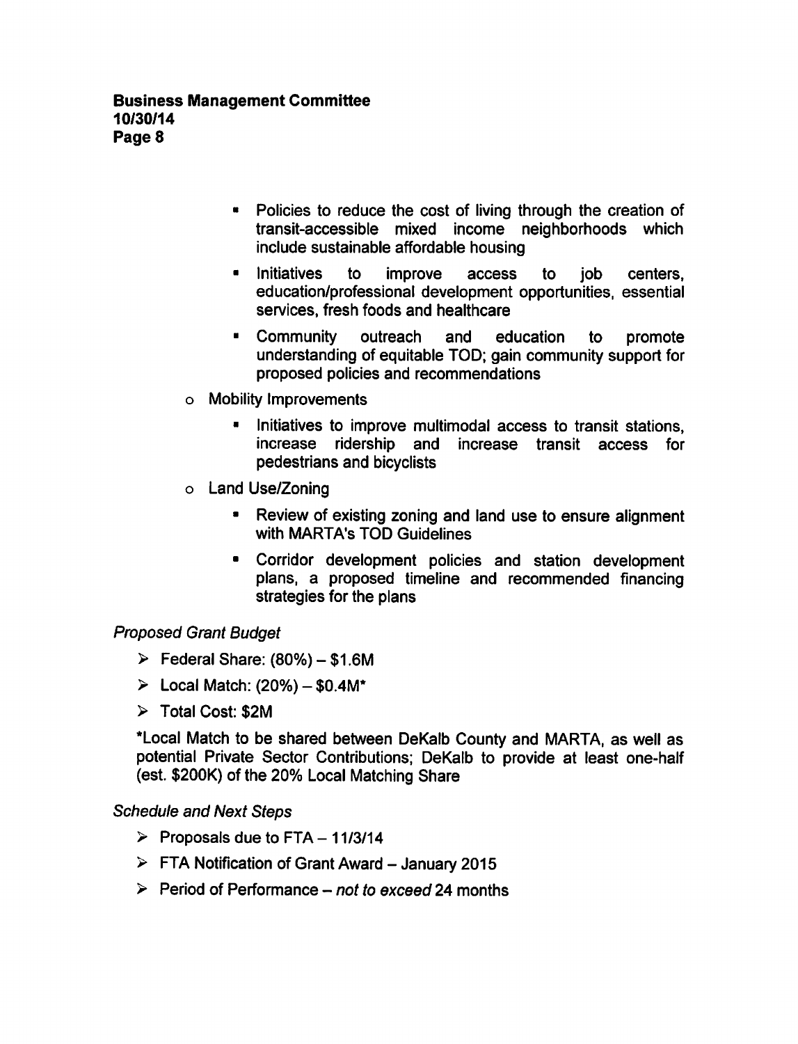- Policies to reduce the cost of living through the creation of transit-accessible mixed income neighborhoods which include sustainable affordable housing
  - Initiatives to improve access to job centers, education/professional development opportunities, essential services, fresh foods and healthcare
  - Community outreach and education to promote understanding of equitable TOD; gain community support for proposed policies and recommendations
- Mobility Improvements
  - Initiatives to improve multimodal access to transit stations, increase ridership and increase transit access for pedestrians and bicyclists
- Land Use/Zoning
  - Review of existing zoning and land use to ensure alignment with MARTA's TOD Guidelines
  - Corridor development policies and station development plans, a proposed timeline and recommended financing strategies for the plans

*Proposed Grant Budget*

- Federal Share: (80%) – $1.6M
- Local Match: (20%) – $0.4M*
- Total Cost: $2M

*Local Match to be shared between DeKalb County and MARTA, as well as potential Private Sector Contributions; DeKalb to provide at least one-half (est. $200K) of the 20% Local Matching Share

*Schedule and Next Steps*

- Proposals due to FTA – 11/3/14
- FTA Notification of Grant Award – January 2015
- Period of Performance – *not to exceed* 24 months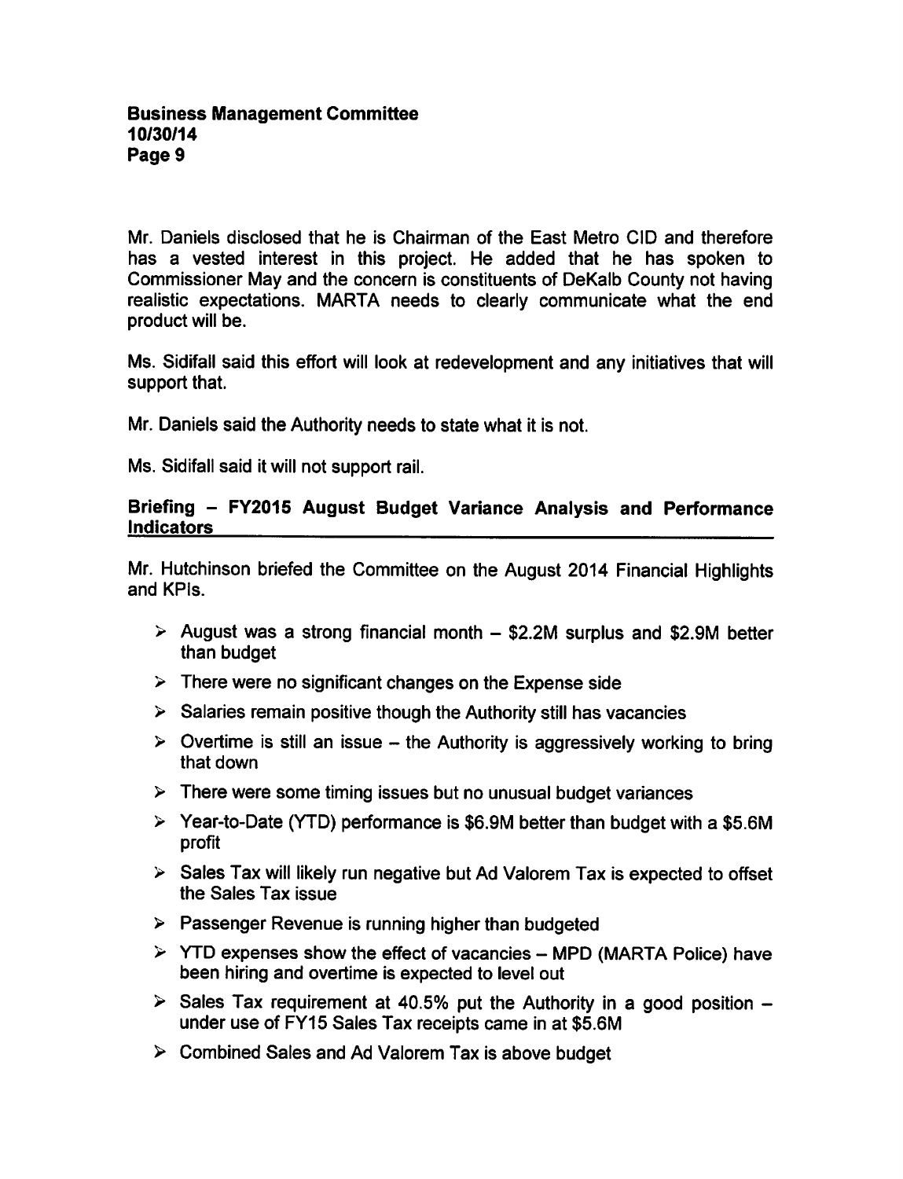Mr. Daniels disclosed that he is Chairman of the East Metro CID and therefore has a vested interest in this project. He added that he has spoken to Commissioner May and the concern is constituents of DeKalb County not having realistic expectations. MARTA needs to clearly communicate what the end product will be.

Ms. Sidifall said this effort will look at redevelopment and any initiatives that will support that.

Mr. Daniels said the Authority needs to state what it is not.

Ms. Sidifall said it will not support rail.

## Briefing – FY2015 August Budget Variance Analysis and Performance Indicators

Mr. Hutchinson briefed the Committee on the August 2014 Financial Highlights and KPIs.

- August was a strong financial month – \$2.2M surplus and \$2.9M better than budget
- There were no significant changes on the Expense side
- Salaries remain positive though the Authority still has vacancies
- Overtime is still an issue – the Authority is aggressively working to bring that down
- There were some timing issues but no unusual budget variances
- Year-to-Date (YTD) performance is \$6.9M better than budget with a \$5.6M profit
- Sales Tax will likely run negative but Ad Valorem Tax is expected to offset the Sales Tax issue
- Passenger Revenue is running higher than budgeted
- YTD expenses show the effect of vacancies – MPD (MARTA Police) have been hiring and overtime is expected to level out
- Sales Tax requirement at 40.5% put the Authority in a good position – under use of FY15 Sales Tax receipts came in at \$5.6M
- Combined Sales and Ad Valorem Tax is above budget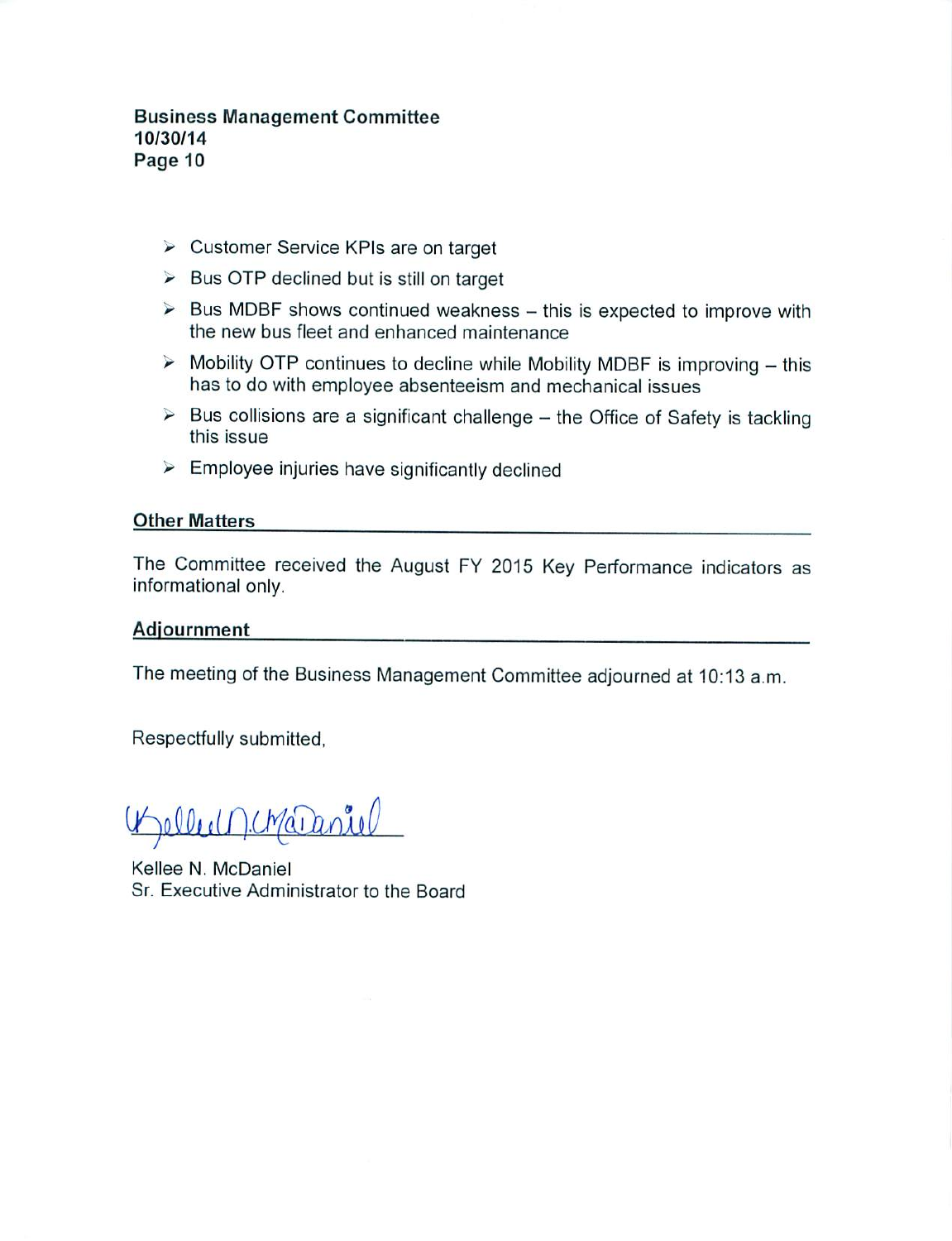- Customer Service KPIs are on target
- Bus OTP declined but is still on target
- Bus MDBF shows continued weakness – this is expected to improve with the new bus fleet and enhanced maintenance
- Mobility OTP continues to decline while Mobility MDBF is improving – this has to do with employee absenteeism and mechanical issues
- Bus collisions are a significant challenge – the Office of Safety is tackling this issue
- Employee injuries have significantly declined

## Other Matters

The Committee received the August FY 2015 Key Performance indicators as informational only.

## Adjournment

The meeting of the Business Management Committee adjourned at 10:13 a.m.

Respectfully submitted,

Kellee N. McDaniel
Sr. Executive Administrator to the Board